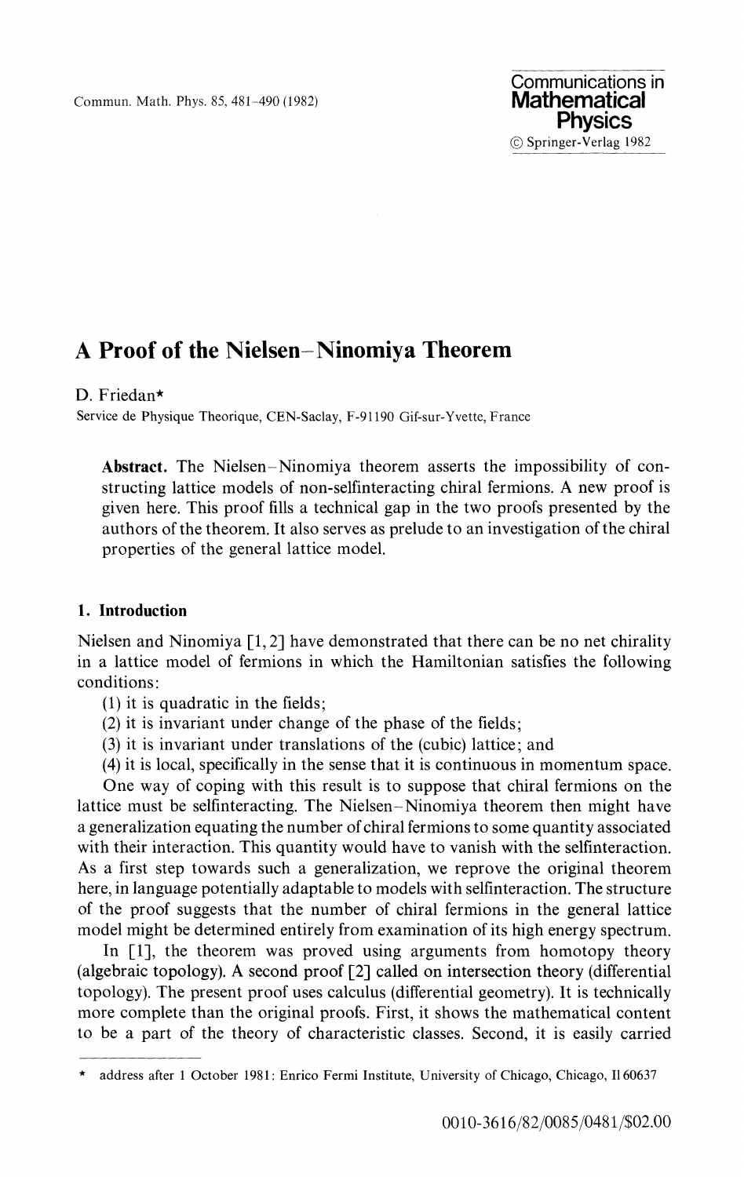# A Proof of the Nielsen–Ninomiya Theorem

D. Friedan*

Service de Physique Theorique, CEN-Saclay, F-91190 Gif-sur-Yvette, France

**Abstract.** The Nielsen–Ninomiya theorem asserts the impossibility of constructing lattice models of non-selfinteracting chiral fermions. A new proof is given here. This proof fills a technical gap in the two proofs presented by the authors of the theorem. It also serves as prelude to an investigation of the chiral properties of the general lattice model.

## 1. Introduction

Nielsen and Ninomiya [1, 2] have demonstrated that there can be no net chirality in a lattice model of fermions in which the Hamiltonian satisfies the following conditions:

(1) it is quadratic in the fields;

(2) it is invariant under change of the phase of the fields;

(3) it is invariant under translations of the (cubic) lattice; and

(4) it is local, specifically in the sense that it is continuous in momentum space.

One way of coping with this result is to suppose that chiral fermions on the lattice must be selfinteracting. The Nielsen–Ninomiya theorem then might have a generalization equating the number of chiral fermions to some quantity associated with their interaction. This quantity would have to vanish with the selfinteraction. As a first step towards such a generalization, we reprove the original theorem here, in language potentially adaptable to models with selfinteraction. The structure of the proof suggests that the number of chiral fermions in the general lattice model might be determined entirely from examination of its high energy spectrum.

In [1], the theorem was proved using arguments from homotopy theory (algebraic topology). A second proof [2] called on intersection theory (differential topology). The present proof uses calculus (differential geometry). It is technically more complete than the original proofs. First, it shows the mathematical content to be a part of the theory of characteristic classes. Second, it is easily carried

* address after 1 October 1981: Enrico Fermi Institute, University of Chicago, Chicago, Il 60637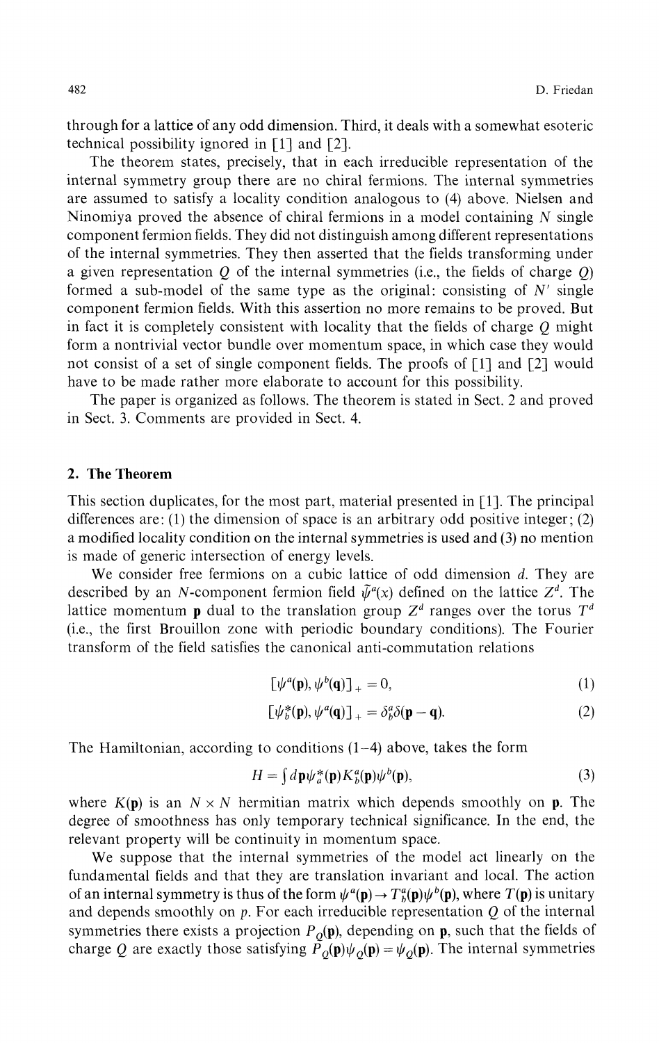through for a lattice of any odd dimension. Third, it deals with a somewhat esoteric technical possibility ignored in [1] and [2].

The theorem states, precisely, that in each irreducible representation of the internal symmetry group there are no chiral fermions. The internal symmetries are assumed to satisfy a locality condition analogous to (4) above. Nielsen and Ninomiya proved the absence of chiral fermions in a model containing $N$ single component fermion fields. They did not distinguish among different representations of the internal symmetries. They then asserted that the fields transforming under a given representation $Q$ of the internal symmetries (i.e., the fields of charge $Q$) formed a sub-model of the same type as the original: consisting of $N'$ single component fermion fields. With this assertion no more remains to be proved. But in fact it is completely consistent with locality that the fields of charge $Q$ might form a nontrivial vector bundle over momentum space, in which case they would not consist of a set of single component fields. The proofs of [1] and [2] would have to be made rather more elaborate to account for this possibility.

The paper is organized as follows. The theorem is stated in Sect. 2 and proved in Sect. 3. Comments are provided in Sect. 4.

## 2. The Theorem

This section duplicates, for the most part, material presented in [1]. The principal differences are: (1) the dimension of space is an arbitrary odd positive integer; (2) a modified locality condition on the internal symmetries is used and (3) no mention is made of generic intersection of energy levels.

We consider free fermions on a cubic lattice of odd dimension $d$. They are described by an $N$-component fermion field $\tilde{\psi}^a(x)$ defined on the lattice $Z^d$. The lattice momentum $\mathbf{p}$ dual to the translation group $Z^d$ ranges over the torus $T^d$ (i.e., the first Brouillon zone with periodic boundary conditions). The Fourier transform of the field satisfies the canonical anti-commutation relations

$$[\psi^a(\mathbf{p}), \psi^b(\mathbf{q})]_+ = 0, \tag{1}$$

$$[\psi_b^*(\mathbf{p}), \psi^a(\mathbf{q})]_+ = \delta_b^a \delta(\mathbf{p}-\mathbf{q}). \tag{2}$$

The Hamiltonian, according to conditions (1–4) above, takes the form

$$H = \int d\mathbf{p}\, \psi_a^*(\mathbf{p}) K_b^a(\mathbf{p}) \psi^b(\mathbf{p}), \tag{3}$$

where $K(\mathbf{p})$ is an $N \times N$ hermitian matrix which depends smoothly on $\mathbf{p}$. The degree of smoothness has only temporary technical significance. In the end, the relevant property will be continuity in momentum space.

We suppose that the internal symmetries of the model act linearly on the fundamental fields and that they are translation invariant and local. The action of an internal symmetry is thus of the form $\psi^a(\mathbf{p}) \to T_b^a(\mathbf{p})\psi^b(\mathbf{p})$, where $T(\mathbf{p})$ is unitary and depends smoothly on $p$. For each irreducible representation $Q$ of the internal symmetries there exists a projection $P_Q(\mathbf{p})$, depending on $\mathbf{p}$, such that the fields of charge $Q$ are exactly those satisfying $P_Q(\mathbf{p})\psi_Q(\mathbf{p}) = \psi_Q(\mathbf{p})$. The internal symmetries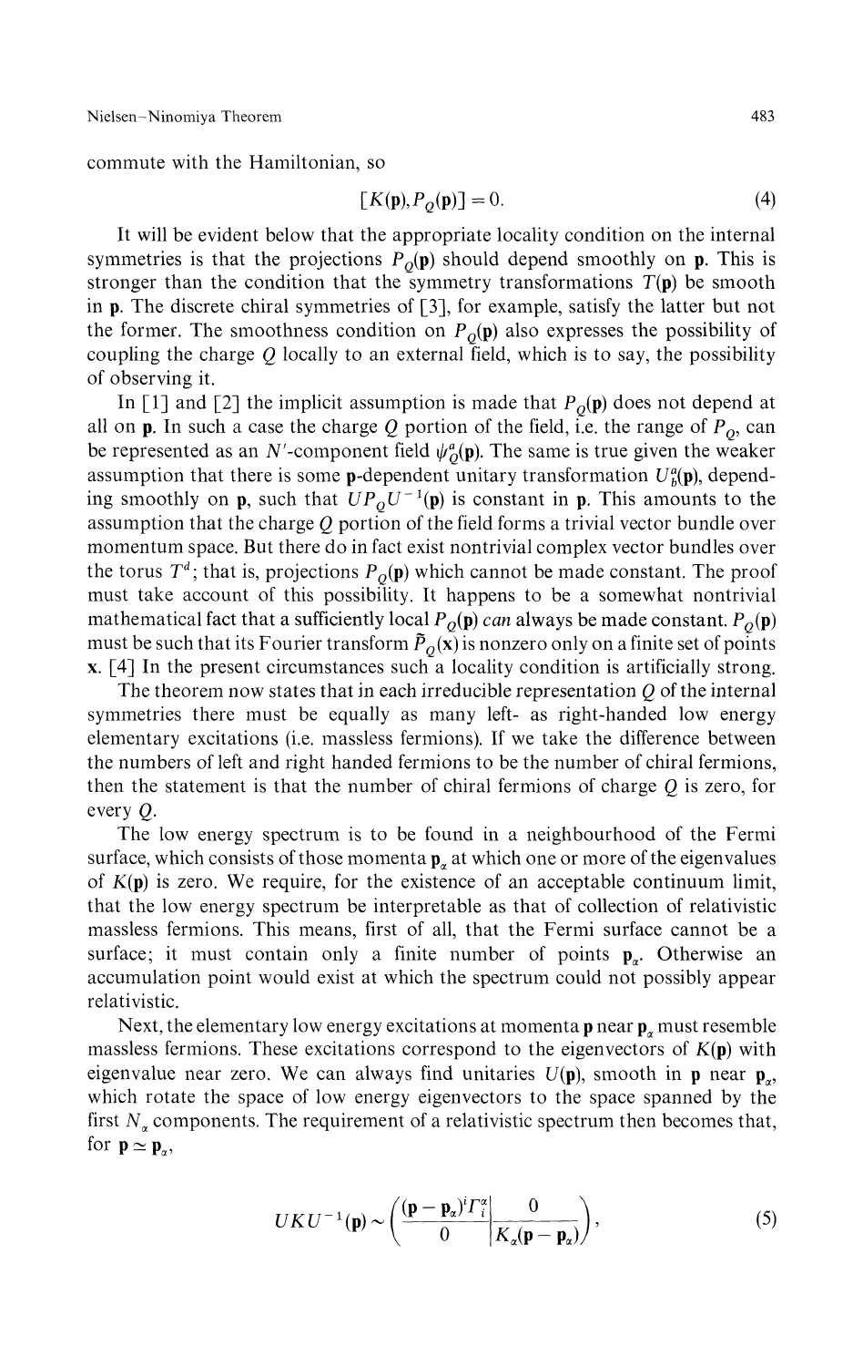commute with the Hamiltonian, so

$$[K(\mathbf{p}), P_Q(\mathbf{p})] = 0. \tag{4}$$

It will be evident below that the appropriate locality condition on the internal symmetries is that the projections $P_Q(\mathbf{p})$ should depend smoothly on $\mathbf{p}$. This is stronger than the condition that the symmetry transformations $T(\mathbf{p})$ be smooth in $\mathbf{p}$. The discrete chiral symmetries of [3], for example, satisfy the latter but not the former. The smoothness condition on $P_Q(\mathbf{p})$ also expresses the possibility of coupling the charge $Q$ locally to an external field, which is to say, the possibility of observing it.

In [1] and [2] the implicit assumption is made that $P_Q(\mathbf{p})$ does not depend at all on $\mathbf{p}$. In such a case the charge $Q$ portion of the field, i.e. the range of $P_Q$, can be represented as an $N'$-component field $\psi^a_Q(\mathbf{p})$. The same is true given the weaker assumption that there is some $\mathbf{p}$-dependent unitary transformation $U^a_b(\mathbf{p})$, depending smoothly on $\mathbf{p}$, such that $UP_QU^{-1}(\mathbf{p})$ is constant in $\mathbf{p}$. This amounts to the assumption that the charge $Q$ portion of the field forms a trivial vector bundle over momentum space. But there do in fact exist nontrivial complex vector bundles over the torus $T^d$; that is, projections $P_Q(\mathbf{p})$ which cannot be made constant. The proof must take account of this possibility. It happens to be a somewhat nontrivial mathematical fact that a sufficiently local $P_Q(\mathbf{p})$ *can* always be made constant. $P_Q(\mathbf{p})$ must be such that its Fourier transform $\tilde{P}_Q(\mathbf{x})$ is nonzero only on a finite set of points $\mathbf{x}$. [4] In the present circumstances such a locality condition is artificially strong.

The theorem now states that in each irreducible representation $Q$ of the internal symmetries there must be equally as many left- as right-handed low energy elementary excitations (i.e. massless fermions). If we take the difference between the numbers of left and right handed fermions to be the number of chiral fermions, then the statement is that the number of chiral fermions of charge $Q$ is zero, for every $Q$.

The low energy spectrum is to be found in a neighbourhood of the Fermi surface, which consists of those momenta $\mathbf{p}_\alpha$ at which one or more of the eigenvalues of $K(\mathbf{p})$ is zero. We require, for the existence of an acceptable continuum limit, that the low energy spectrum be interpretable as that of collection of relativistic massless fermions. This means, first of all, that the Fermi surface cannot be a surface; it must contain only a finite number of points $\mathbf{p}_\alpha$. Otherwise an accumulation point would exist at which the spectrum could not possibly appear relativistic.

Next, the elementary low energy excitations at momenta $\mathbf{p}$ near $\mathbf{p}_\alpha$ must resemble massless fermions. These excitations correspond to the eigenvectors of $K(\mathbf{p})$ with eigenvalue near zero. We can always find unitaries $U(\mathbf{p})$, smooth in $\mathbf{p}$ near $\mathbf{p}_\alpha$, which rotate the space of low energy eigenvectors to the space spanned by the first $N_\alpha$ components. The requirement of a relativistic spectrum then becomes that, for $\mathbf{p} \simeq \mathbf{p}_\alpha$,

$$UKU^{-1}(\mathbf{p}) \sim \left( \begin{array}{c|c} (\mathbf{p}-\mathbf{p}_\alpha)^i \Gamma^\alpha_i & 0 \\ \hline 0 & K_\alpha(\mathbf{p}-\mathbf{p}_\alpha) \end{array} \right), \tag{5}$$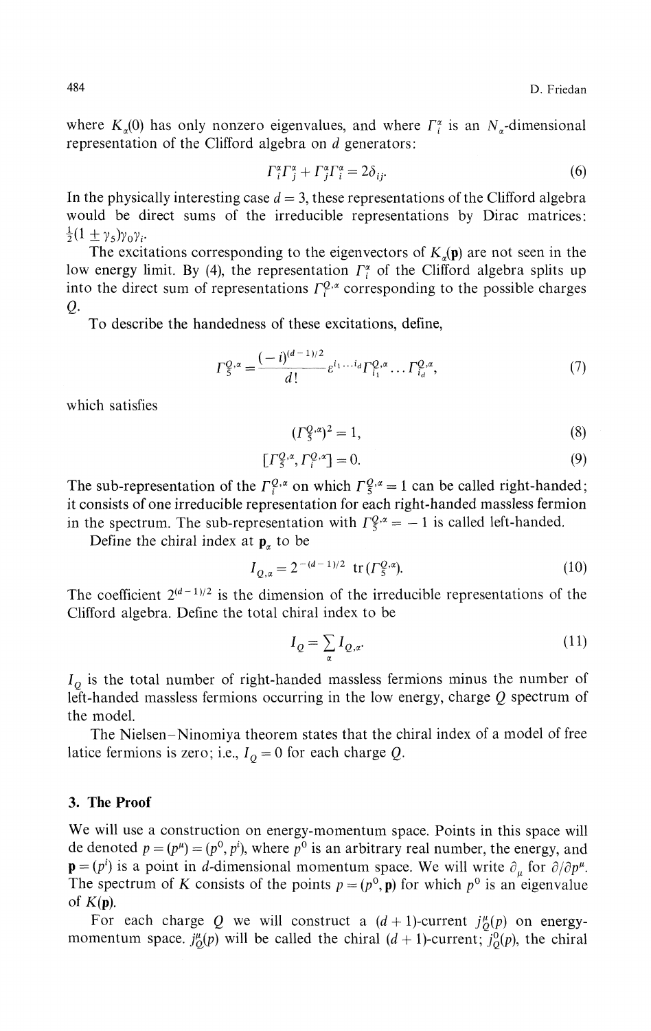where $K_\alpha(0)$ has only nonzero eigenvalues, and where $\Gamma_i^\alpha$ is an $N_\alpha$-dimensional representation of the Clifford algebra on $d$ generators:

$$\Gamma_i^\alpha \Gamma_j^\alpha + \Gamma_j^\alpha \Gamma_i^\alpha = 2\delta_{ij}. \tag{6}$$

In the physically interesting case $d = 3$, these representations of the Clifford algebra would be direct sums of the irreducible representations by Dirac matrices: $\frac{1}{2}(1 \pm \gamma_5)\gamma_0\gamma_i$.

The excitations corresponding to the eigenvectors of $K_\alpha(\mathbf{p})$ are not seen in the low energy limit. By (4), the representation $\Gamma_i^\alpha$ of the Clifford algebra splits up into the direct sum of representations $\Gamma_i^{Q,\alpha}$ corresponding to the possible charges $Q$.

To describe the handedness of these excitations, define,

$$\Gamma_5^{Q,\alpha} = \frac{(-i)^{(d-1)/2}}{d!} \varepsilon^{i_1 \ldots i_d} \Gamma_{i_1}^{Q,\alpha} \ldots \Gamma_{i_d}^{Q,\alpha}, \tag{7}$$

which satisfies

$$(\Gamma_5^{Q,\alpha})^2 = 1, \tag{8}$$

$$[\Gamma_5^{Q,\alpha}, \Gamma_i^{Q,\alpha}] = 0. \tag{9}$$

The sub-representation of the $\Gamma_i^{Q,\alpha}$ on which $\Gamma_5^{Q,\alpha} = 1$ can be called right-handed; it consists of one irreducible representation for each right-handed massless fermion in the spectrum. The sub-representation with $\Gamma_5^{Q,\alpha} = -1$ is called left-handed.

Define the chiral index at $\mathbf{p}_\alpha$ to be

$$I_{Q,\alpha} = 2^{-(d-1)/2} \operatorname{tr}(\Gamma_5^{Q,\alpha}). \tag{10}$$

The coefficient $2^{(d-1)/2}$ is the dimension of the irreducible representations of the Clifford algebra. Define the total chiral index to be

$$I_Q = \sum_\alpha I_{Q,\alpha}. \tag{11}$$

$I_Q$ is the total number of right-handed massless fermions minus the number of left-handed massless fermions occurring in the low energy, charge $Q$ spectrum of the model.

The Nielsen–Ninomiya theorem states that the chiral index of a model of free latice fermions is zero; i.e., $I_Q = 0$ for each charge $Q$.

## 3. The Proof

We will use a construction on energy-momentum space. Points in this space will de denoted $p = (p^\mu) = (p^0, p^i)$, where $p^0$ is an arbitrary real number, the energy, and $\mathbf{p} = (p^i)$ is a point in $d$-dimensional momentum space. We will write $\partial_\mu$ for $\partial/\partial p^\mu$. The spectrum of $K$ consists of the points $p = (p^0, \mathbf{p})$ for which $p^0$ is an eigenvalue of $K(\mathbf{p})$.

For each charge $Q$ we will construct a $(d+1)$-current $j_Q^\mu(p)$ on energy-momentum space. $j_Q^\mu(p)$ will be called the chiral $(d+1)$-current; $j_Q^0(p)$, the chiral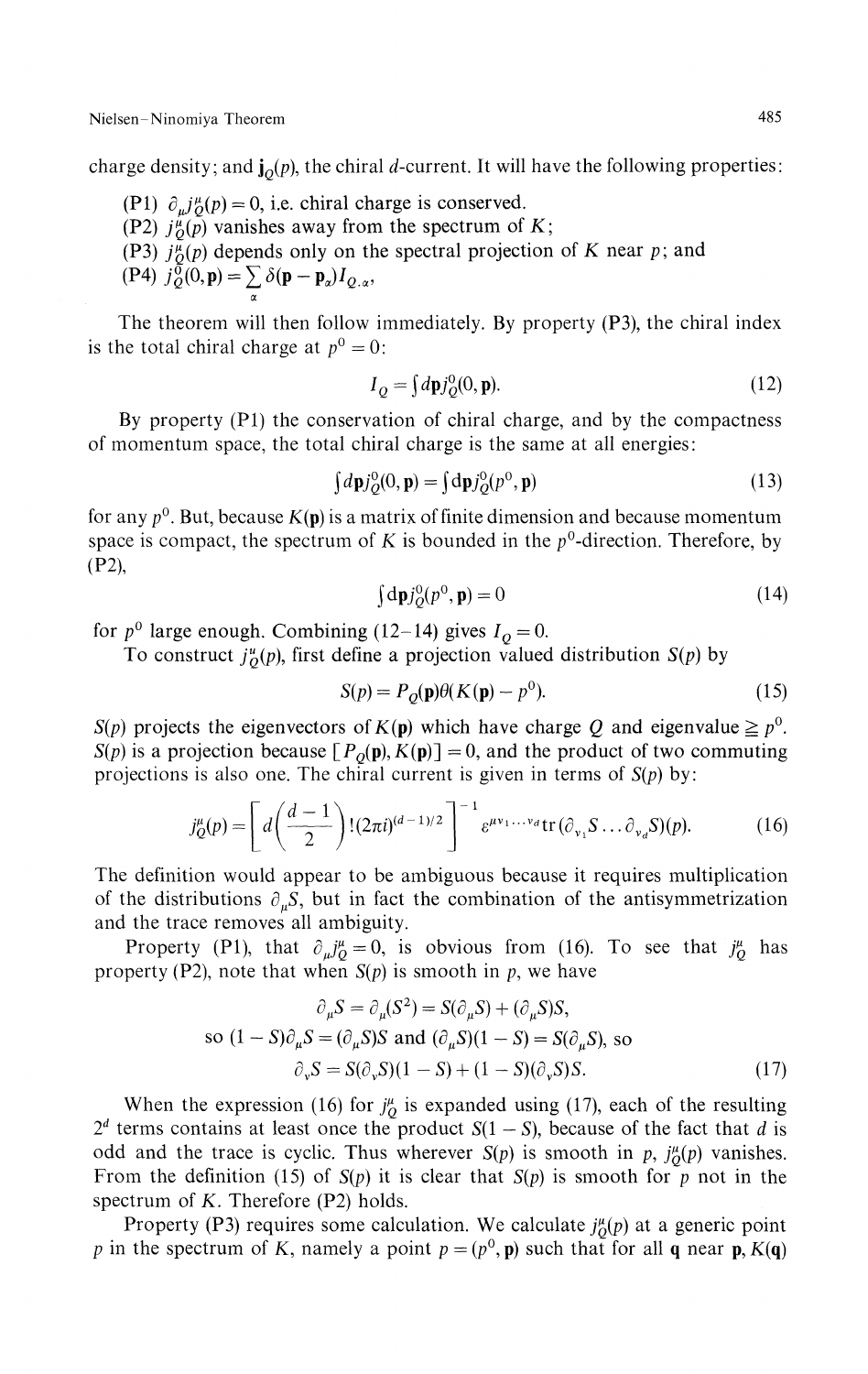charge density; and $\mathbf{j}_Q(p)$, the chiral $d$-current. It will have the following properties:

(P1) $\partial_\mu j^\mu_Q(p) = 0$, i.e. chiral charge is conserved.
(P2) $j^\mu_Q(p)$ vanishes away from the spectrum of $K$;
(P3) $j^\mu_Q(p)$ depends only on the spectral projection of $K$ near $p$; and
(P4) $j^0_Q(0, \mathbf{p}) = \sum_\alpha \delta(\mathbf{p} - \mathbf{p}_\alpha) I_{Q,\alpha}$,

The theorem will then follow immediately. By property (P3), the chiral index is the total chiral charge at $p^0 = 0$:

$$I_Q = \int d\mathbf{p} j^0_Q(0, \mathbf{p}). \tag{12}$$

By property (P1) the conservation of chiral charge, and by the compactness of momentum space, the total chiral charge is the same at all energies:

$$\int d\mathbf{p} j^0_Q(0, \mathbf{p}) = \int d\mathbf{p} j^0_Q(p^0, \mathbf{p}) \tag{13}$$

for any $p^0$. But, because $K(\mathbf{p})$ is a matrix of finite dimension and because momentum space is compact, the spectrum of $K$ is bounded in the $p^0$-direction. Therefore, by (P2),

$$\int d\mathbf{p} j^0_Q(p^0, \mathbf{p}) = 0 \tag{14}$$

for $p^0$ large enough. Combining (12–14) gives $I_Q = 0$.

To construct $j^\mu_Q(p)$, first define a projection valued distribution $S(p)$ by

$$S(p) = P_Q(\mathbf{p}) \theta(K(\mathbf{p}) - p^0). \tag{15}$$

$S(p)$ projects the eigenvectors of $K(\mathbf{p})$ which have charge $Q$ and eigenvalue $\geqq p^0$. $S(p)$ is a projection because $[P_Q(\mathbf{p}), K(\mathbf{p})] = 0$, and the product of two commuting projections is also one. The chiral current is given in terms of $S(p)$ by:

$$j^\mu_Q(p) = \left[ d\left(\frac{d-1}{2}\right)! (2\pi i)^{(d-1)/2} \right]^{-1} \varepsilon^{\mu\nu_1 \ldots \nu_d} \operatorname{tr}(\partial_{\nu_1} S \ldots \partial_{\nu_d} S)(p). \tag{16}$$

The definition would appear to be ambiguous because it requires multiplication of the distributions $\partial_\mu S$, but in fact the combination of the antisymmetrization and the trace removes all ambiguity.

Property (P1), that $\partial_\mu j^\mu_Q = 0$, is obvious from (16). To see that $j^\mu_Q$ has property (P2), note that when $S(p)$ is smooth in $p$, we have

$$\partial_\mu S = \partial_\mu(S^2) = S(\partial_\mu S) + (\partial_\mu S)S,$$

so $(1 - S)\partial_\mu S = (\partial_\mu S)S$ and $(\partial_\mu S)(1 - S) = S(\partial_\mu S)$, so

$$\partial_\nu S = S(\partial_\nu S)(1 - S) + (1 - S)(\partial_\nu S)S. \tag{17}$$

When the expression (16) for $j^\mu_Q$ is expanded using (17), each of the resulting $2^d$ terms contains at least once the product $S(1 - S)$, because of the fact that $d$ is odd and the trace is cyclic. Thus wherever $S(p)$ is smooth in $p$, $j^\mu_Q(p)$ vanishes. From the definition (15) of $S(p)$ it is clear that $S(p)$ is smooth for $p$ not in the spectrum of $K$. Therefore (P2) holds.

Property (P3) requires some calculation. We calculate $j^\mu_Q(p)$ at a generic point $p$ in the spectrum of $K$, namely a point $p = (p^0, \mathbf{p})$ such that for all $\mathbf{q}$ near $\mathbf{p}$, $K(\mathbf{q})$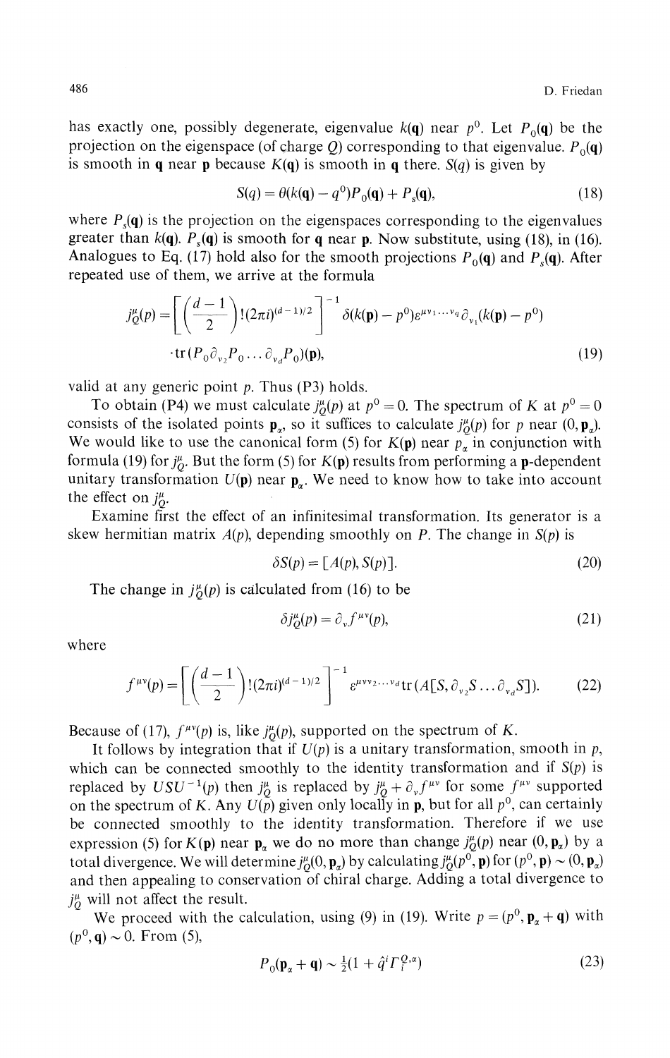has exactly one, possibly degenerate, eigenvalue $k(\mathbf{q})$ near $p^0$. Let $P_0(\mathbf{q})$ be the projection on the eigenspace (of charge $Q$) corresponding to that eigenvalue. $P_0(\mathbf{q})$ is smooth in $\mathbf{q}$ near $\mathbf{p}$ because $K(\mathbf{q})$ is smooth in $\mathbf{q}$ there. $S(q)$ is given by

$$S(q) = \theta(k(\mathbf{q}) - q^0)P_0(\mathbf{q}) + P_s(\mathbf{q}), \tag{18}$$

where $P_s(\mathbf{q})$ is the projection on the eigenspaces corresponding to the eigenvalues greater than $k(\mathbf{q})$. $P_s(\mathbf{q})$ is smooth for $\mathbf{q}$ near $\mathbf{p}$. Now substitute, using (18), in (16). Analogues to Eq. (17) hold also for the smooth projections $P_0(\mathbf{q})$ and $P_s(\mathbf{q})$. After repeated use of them, we arrive at the formula

$$j_Q^\mu(p) = \left[\left(\frac{d-1}{2}\right)!(2\pi i)^{(d-1)/2}\right]^{-1} \delta(k(\mathbf{p}) - p^0)\varepsilon^{\mu\nu_1\ldots\nu_d}\partial_{\nu_1}(k(\mathbf{p}) - p^0)$$
$$\cdot \operatorname{tr}(P_0\partial_{\nu_2}P_0\ldots\partial_{\nu_d}P_0)(\mathbf{p}), \tag{19}$$

valid at any generic point $p$. Thus (P3) holds.

To obtain (P4) we must calculate $j_Q^\mu(p)$ at $p^0 = 0$. The spectrum of $K$ at $p^0 = 0$ consists of the isolated points $\mathbf{p}_\alpha$, so it suffices to calculate $j_Q^\mu(p)$ for $p$ near $(0, \mathbf{p}_\alpha)$. We would like to use the canonical form (5) for $K(\mathbf{p})$ near $p_\alpha$ in conjunction with formula (19) for $j_Q^\mu$. But the form (5) for $K(\mathbf{p})$ results from performing a $\mathbf{p}$-dependent unitary transformation $U(\mathbf{p})$ near $\mathbf{p}_\alpha$. We need to know how to take into account the effect on $j_Q^\mu$.

Examine first the effect of an infinitesimal transformation. Its generator is a skew hermitian matrix $A(p)$, depending smoothly on $P$. The change in $S(p)$ is

$$\delta S(p) = [A(p), S(p)]. \tag{20}$$

The change in $j_Q^\mu(p)$ is calculated from (16) to be

$$\delta j_Q^\mu(p) = \partial_\nu f^{\mu\nu}(p), \tag{21}$$

where

$$f^{\mu\nu}(p) = \left[\left(\frac{d-1}{2}\right)!(2\pi i)^{(d-1)/2}\right]^{-1} \varepsilon^{\mu\nu\nu_2\ldots\nu_d}\operatorname{tr}(A[S, \partial_{\nu_2}S\ldots\partial_{\nu_d}S]). \tag{22}$$

Because of (17), $f^{\mu\nu}(p)$ is, like $j_Q^\mu(p)$, supported on the spectrum of $K$.

It follows by integration that if $U(p)$ is a unitary transformation, smooth in $p$, which can be connected smoothly to the identity transformation and if $S(p)$ is replaced by $USU^{-1}(p)$ then $j_Q^\mu$ is replaced by $j_Q^\mu + \partial_\nu f^{\mu\nu}$ for some $f^{\mu\nu}$ supported on the spectrum of $K$. Any $U(p)$ given only locally in $\mathbf{p}$, but for all $p^0$, can certainly be connected smoothly to the identity transformation. Therefore if we use expression (5) for $K(\mathbf{p})$ near $\mathbf{p}_\alpha$ we do no more than change $j_Q^\mu(p)$ near $(0, \mathbf{p}_\alpha)$ by a total divergence. We will determine $j_Q^\mu(0, \mathbf{p}_\alpha)$ by calculating $j_Q^\mu(p^0, \mathbf{p})$ for $(p^0, \mathbf{p}) \sim (0, \mathbf{p}_\alpha)$ and then appealing to conservation of chiral charge. Adding a total divergence to $j_Q^\mu$ will not affect the result.

We proceed with the calculation, using (9) in (19). Write $p = (p^0, \mathbf{p}_\alpha + \mathbf{q})$ with $(p^0, \mathbf{q}) \sim 0$. From (5),

$$P_0(\mathbf{p}_\alpha + \mathbf{q}) \sim \tfrac{1}{2}(1 + \hat{q}^i\Gamma_i^{Q,\alpha}) \tag{23}$$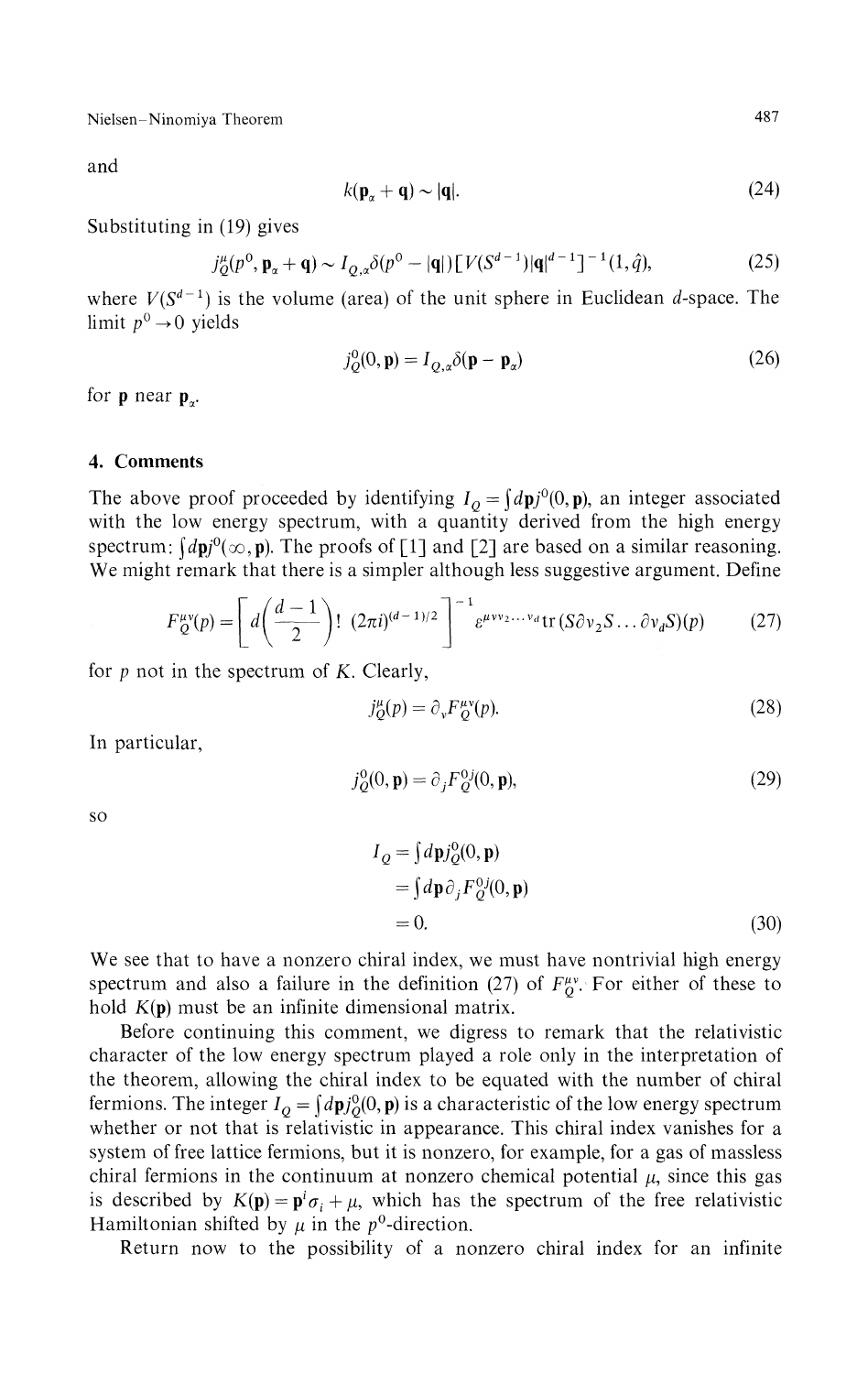and

$$k(\mathbf{p}_\alpha + \mathbf{q}) \sim |\mathbf{q}|. \tag{24}$$

Substituting in (19) gives

$$j_Q^\mu(p^0, \mathbf{p}_\alpha + \mathbf{q}) \sim I_{Q,\alpha}\delta(p^0 - |\mathbf{q}|)[V(S^{d-1})|\mathbf{q}|^{d-1}]^{-1}(1, \hat{q}), \tag{25}$$

where $V(S^{d-1})$ is the volume (area) of the unit sphere in Euclidean $d$-space. The limit $p^0 \to 0$ yields

$$j_Q^0(0, \mathbf{p}) = I_{Q,\alpha}\delta(\mathbf{p} - \mathbf{p}_\alpha) \tag{26}$$

for $\mathbf{p}$ near $\mathbf{p}_\alpha$.

## 4. Comments

The above proof proceeded by identifying $I_Q = \int d\mathbf{p} j^0(0, \mathbf{p})$, an integer associated with the low energy spectrum, with a quantity derived from the high energy spectrum: $\int d\mathbf{p} j^0(\infty, \mathbf{p})$. The proofs of [1] and [2] are based on a similar reasoning. We might remark that there is a simpler although less suggestive argument. Define

$$F_Q^{\mu\nu}(p) = \left[d\left(\frac{d-1}{2}\right)!\ (2\pi i)^{(d-1)/2}\right]^{-1} \varepsilon^{\mu\nu\nu_2\ldots\nu_d}\operatorname{tr}(S\partial\nu_2 S\ldots\partial\nu_d S)(p) \tag{27}$$

for $p$ not in the spectrum of $K$. Clearly,

$$j_Q^\mu(p) = \partial_\nu F_Q^{\mu\nu}(p). \tag{28}$$

In particular,

$$j_Q^0(0, \mathbf{p}) = \partial_j F_Q^{0j}(0, \mathbf{p}), \tag{29}$$

so

$$\begin{aligned} I_Q &= \int d\mathbf{p} j_Q^0(0, \mathbf{p}) \\ &= \int d\mathbf{p}\, \partial_j F_Q^{0j}(0, \mathbf{p}) \\ &= 0. \end{aligned} \tag{30}$$

We see that to have a nonzero chiral index, we must have nontrivial high energy spectrum and also a failure in the definition (27) of $F_Q^{\mu\nu}$. For either of these to hold $K(\mathbf{p})$ must be an infinite dimensional matrix.

Before continuing this comment, we digress to remark that the relativistic character of the low energy spectrum played a role only in the interpretation of the theorem, allowing the chiral index to be equated with the number of chiral fermions. The integer $I_Q = \int d\mathbf{p} j_Q^0(0, \mathbf{p})$ is a characteristic of the low energy spectrum whether or not that is relativistic in appearance. This chiral index vanishes for a system of free lattice fermions, but it is nonzero, for example, for a gas of massless chiral fermions in the continuum at nonzero chemical potential $\mu$, since this gas is described by $K(\mathbf{p}) = \mathbf{p}^i\sigma_i + \mu$, which has the spectrum of the free relativistic Hamiltonian shifted by $\mu$ in the $p^0$-direction.

Return now to the possibility of a nonzero chiral index for an infinite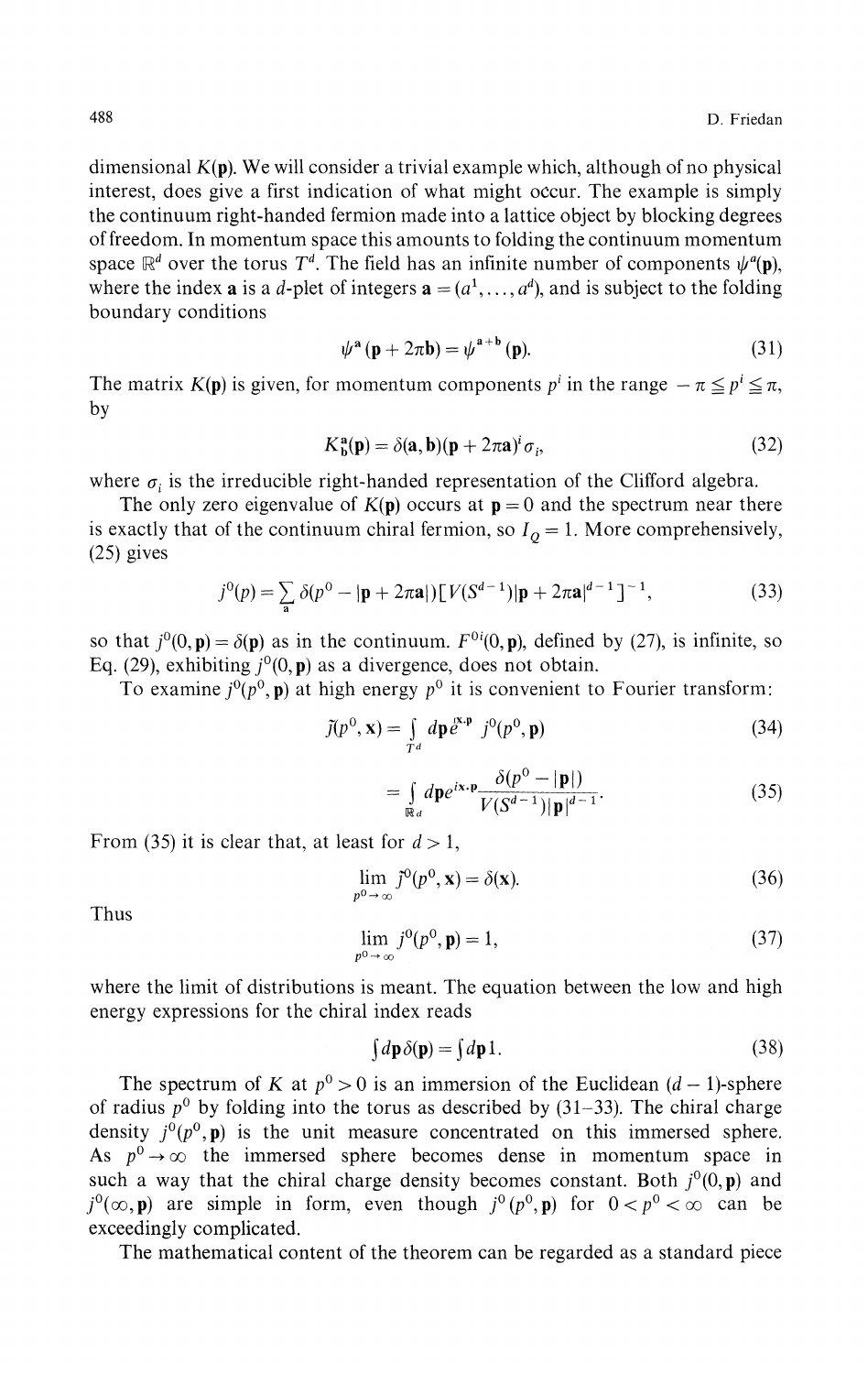dimensional $K(\mathbf{p})$. We will consider a trivial example which, although of no physical interest, does give a first indication of what might occur. The example is simply the continuum right-handed fermion made into a lattice object by blocking degrees of freedom. In momentum space this amounts to folding the continuum momentum space $\mathbb{R}^d$ over the torus $T^d$. The field has an infinite number of components $\psi^{\mathbf{a}}(\mathbf{p})$, where the index $\mathbf{a}$ is a $d$-plet of integers $\mathbf{a} = (a^1, \ldots, a^d)$, and is subject to the folding boundary conditions

$$\psi^{\mathbf{a}}(\mathbf{p} + 2\pi\mathbf{b}) = \psi^{\mathbf{a}+\mathbf{b}}(\mathbf{p}). \tag{31}$$

The matrix $K(\mathbf{p})$ is given, for momentum components $p^i$ in the range $-\pi \leqq p^i \leqq \pi$, by

$$K^{\mathbf{a}}_{\mathbf{b}}(\mathbf{p}) = \delta(\mathbf{a}, \mathbf{b})(\mathbf{p} + 2\pi\mathbf{a})^i \sigma_i, \tag{32}$$

where $\sigma_i$ is the irreducible right-handed representation of the Clifford algebra.

The only zero eigenvalue of $K(\mathbf{p})$ occurs at $\mathbf{p} = 0$ and the spectrum near there is exactly that of the continuum chiral fermion, so $I_Q = 1$. More comprehensively, (25) gives

$$j^0(p) = \sum_{\mathbf{a}} \delta(p^0 - |\mathbf{p} + 2\pi\mathbf{a}|)[V(S^{d-1})|\mathbf{p} + 2\pi\mathbf{a}|^{d-1}]^{-1}, \tag{33}$$

so that $j^0(0, \mathbf{p}) = \delta(\mathbf{p})$ as in the continuum. $F^{0i}(0, \mathbf{p})$, defined by (27), is infinite, so Eq. (29), exhibiting $j^0(0, \mathbf{p})$ as a divergence, does not obtain.

To examine $j^0(p^0, \mathbf{p})$ at high energy $p^0$ it is convenient to Fourier transform:

$$\tilde{j}(p^0, \mathbf{x}) = \int_{T^d} d\mathbf{p}\, e^{i\mathbf{x}\cdot\mathbf{p}}\, j^0(p^0, \mathbf{p}) \tag{34}$$

$$= \int_{\mathbb{R}^d} d\mathbf{p}\, e^{i\mathbf{x}\cdot\mathbf{p}} \frac{\delta(p^0 - |\mathbf{p}|)}{V(S^{d-1})|\mathbf{p}|^{d-1}}. \tag{35}$$

From (35) it is clear that, at least for $d > 1$,

$$\lim_{p^0 \to \infty} \tilde{j}(p^0, \mathbf{x}) = \delta(\mathbf{x}). \tag{36}$$

Thus

$$\lim_{p^0 \to \infty} j^0(p^0, \mathbf{p}) = 1, \tag{37}$$

where the limit of distributions is meant. The equation between the low and high energy expressions for the chiral index reads

$$\int d\mathbf{p}\, \delta(\mathbf{p}) = \int d\mathbf{p}\, 1. \tag{38}$$

The spectrum of $K$ at $p^0 > 0$ is an immersion of the Euclidean $(d-1)$-sphere of radius $p^0$ by folding into the torus as described by (31–33). The chiral charge density $j^0(p^0, \mathbf{p})$ is the unit measure concentrated on this immersed sphere. As $p^0 \to \infty$ the immersed sphere becomes dense in momentum space in such a way that the chiral charge density becomes constant. Both $j^0(0, \mathbf{p})$ and $j^0(\infty, \mathbf{p})$ are simple in form, even though $j^0(p^0, \mathbf{p})$ for $0 < p^0 < \infty$ can be exceedingly complicated.

The mathematical content of the theorem can be regarded as a standard piece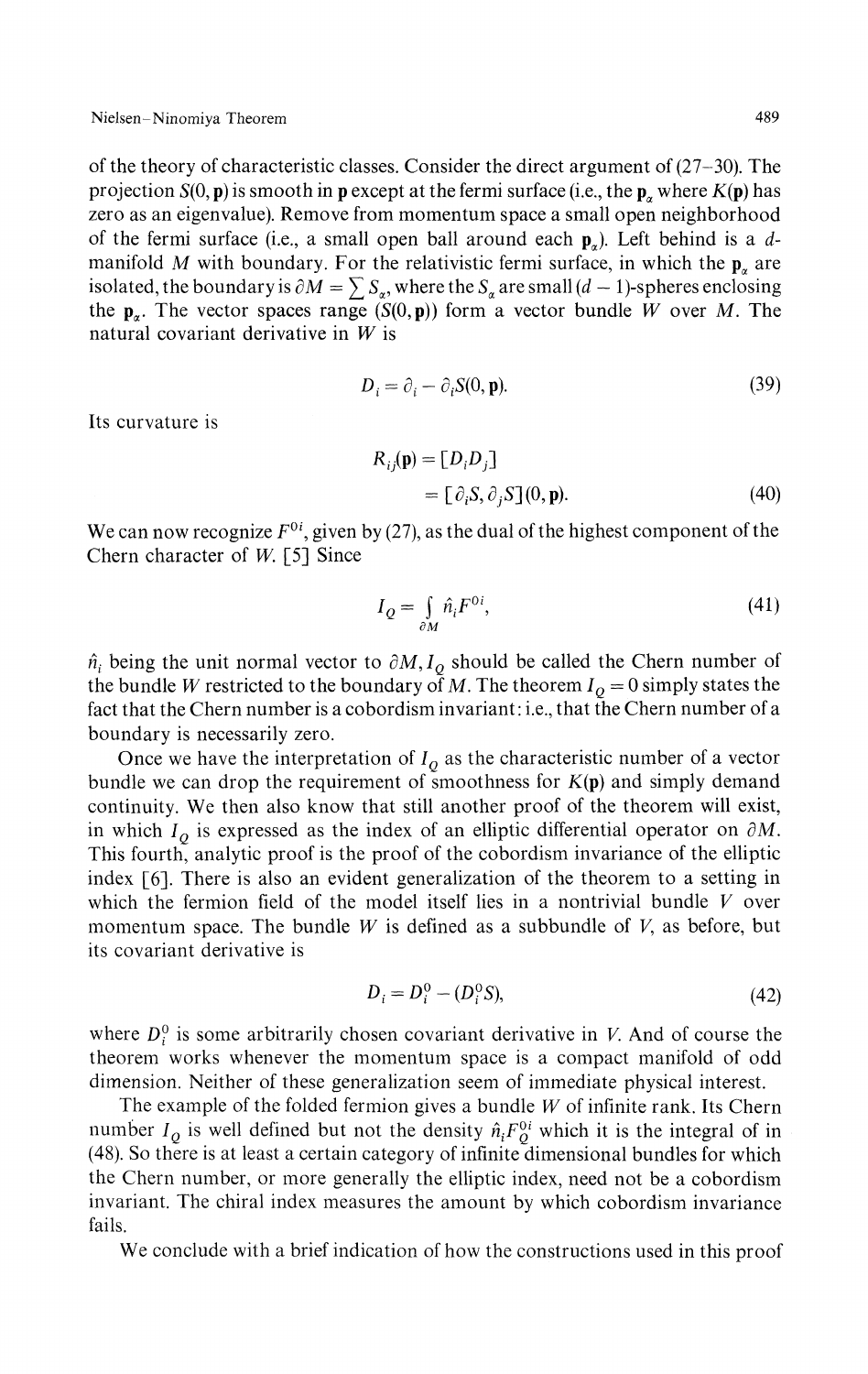of the theory of characteristic classes. Consider the direct argument of (27–30). The projection $S(0, \mathbf{p})$ is smooth in $\mathbf{p}$ except at the fermi surface (i.e., the $\mathbf{p}_\alpha$ where $K(\mathbf{p})$ has zero as an eigenvalue). Remove from momentum space a small open neighborhood of the fermi surface (i.e., a small open ball around each $\mathbf{p}_\alpha$). Left behind is a $d$-manifold $M$ with boundary. For the relativistic fermi surface, in which the $\mathbf{p}_\alpha$ are isolated, the boundary is $\partial M = \sum S_\alpha$, where the $S_\alpha$ are small $(d-1)$-spheres enclosing the $\mathbf{p}_\alpha$. The vector spaces range $(S(0,\mathbf{p}))$ form a vector bundle $W$ over $M$. The natural covariant derivative in $W$ is

$$D_i = \partial_i - \partial_i S(0, \mathbf{p}). \tag{39}$$

Its curvature is

$$\begin{aligned} R_{ij}(\mathbf{p}) &= [D_i D_j] \\ &= [\partial_i S, \partial_j S](0, \mathbf{p}). \end{aligned} \tag{40}$$

We can now recognize $F^{0i}$, given by (27), as the dual of the highest component of the Chern character of $W$. [5] Since

$$I_Q = \int_{\partial M} \hat{n}_i F^{0i}, \tag{41}$$

$\hat{n}_i$ being the unit normal vector to $\partial M$, $I_Q$ should be called the Chern number of the bundle $W$ restricted to the boundary of $M$. The theorem $I_Q = 0$ simply states the fact that the Chern number is a cobordism invariant: i.e., that the Chern number of a boundary is necessarily zero.

Once we have the interpretation of $I_Q$ as the characteristic number of a vector bundle we can drop the requirement of smoothness for $K(\mathbf{p})$ and simply demand continuity. We then also know that still another proof of the theorem will exist, in which $I_Q$ is expressed as the index of an elliptic differential operator on $\partial M$. This fourth, analytic proof is the proof of the cobordism invariance of the elliptic index [6]. There is also an evident generalization of the theorem to a setting in which the fermion field of the model itself lies in a nontrivial bundle $V$ over momentum space. The bundle $W$ is defined as a subbundle of $V$, as before, but its covariant derivative is

$$D_i = D_i^0 - (D_i^0 S), \tag{42}$$

where $D_i^0$ is some arbitrarily chosen covariant derivative in $V$. And of course the theorem works whenever the momentum space is a compact manifold of odd dimension. Neither of these generalization seem of immediate physical interest.

The example of the folded fermion gives a bundle $W$ of infinite rank. Its Chern number $I_Q$ is well defined but not the density $\hat{n}_i F_Q^{0i}$ which it is the integral of in (48). So there is at least a certain category of infinite dimensional bundles for which the Chern number, or more generally the elliptic index, need not be a cobordism invariant. The chiral index measures the amount by which cobordism invariance fails.

We conclude with a brief indication of how the constructions used in this proof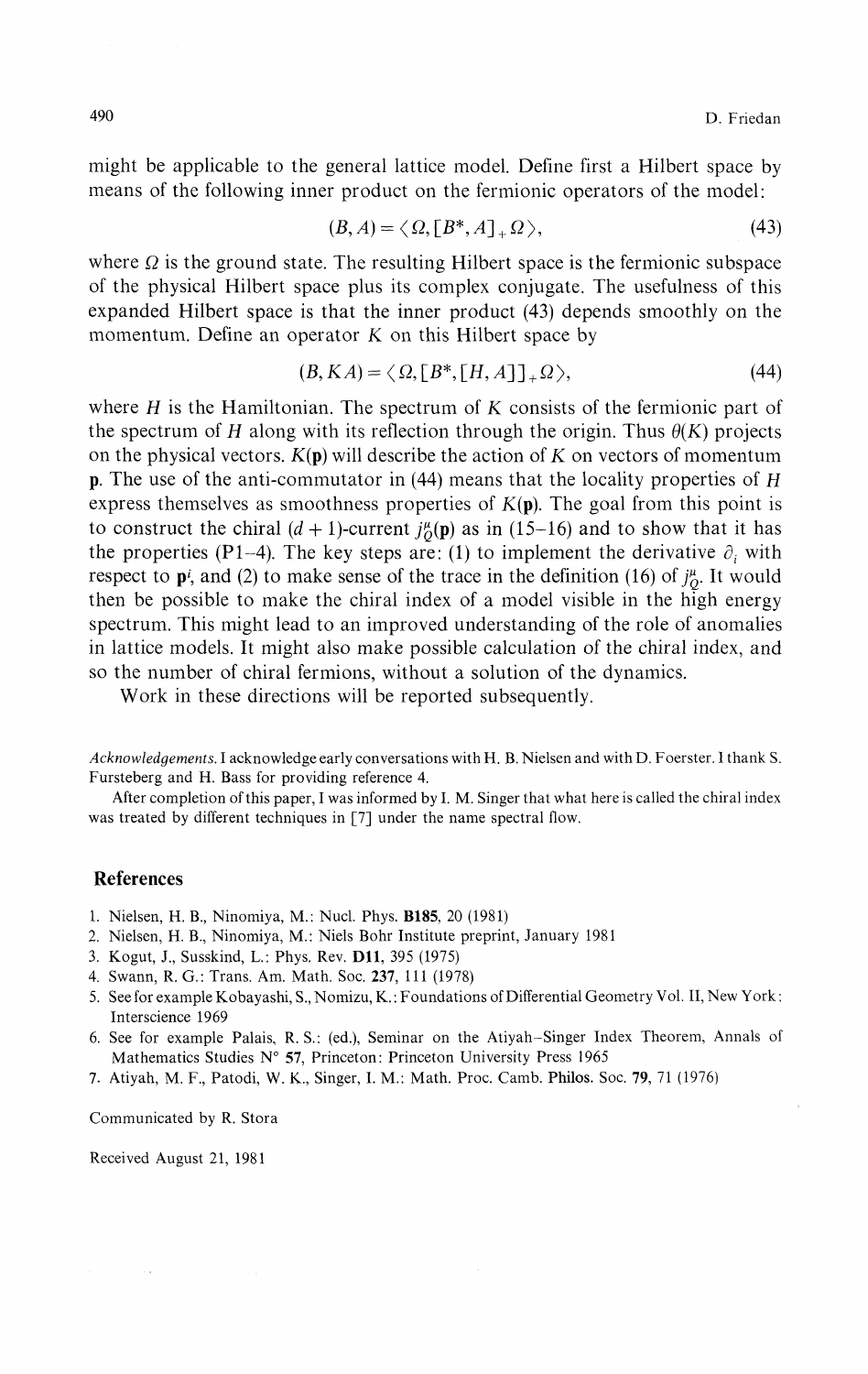might be applicable to the general lattice model. Define first a Hilbert space by means of the following inner product on the fermionic operators of the model:

$$(B, A) = \langle \Omega, [B^*, A]_+ \Omega \rangle, \tag{43}$$

where $\Omega$ is the ground state. The resulting Hilbert space is the fermionic subspace of the physical Hilbert space plus its complex conjugate. The usefulness of this expanded Hilbert space is that the inner product (43) depends smoothly on the momentum. Define an operator $K$ on this Hilbert space by

$$(B, KA) = \langle \Omega, [B^*, [H, A]]_+ \Omega \rangle, \tag{44}$$

where $H$ is the Hamiltonian. The spectrum of $K$ consists of the fermionic part of the spectrum of $H$ along with its reflection through the origin. Thus $\theta(K)$ projects on the physical vectors. $K(\mathbf{p})$ will describe the action of $K$ on vectors of momentum $\mathbf{p}$. The use of the anti-commutator in (44) means that the locality properties of $H$ express themselves as smoothness properties of $K(\mathbf{p})$. The goal from this point is to construct the chiral $(d+1)$-current $j^\mu_Q(\mathbf{p})$ as in (15–16) and to show that it has the properties (P1–4). The key steps are: (1) to implement the derivative $\partial_i$ with respect to $\mathbf{p}^i$, and (2) to make sense of the trace in the definition (16) of $j^\mu_Q$. It would then be possible to make the chiral index of a model visible in the high energy spectrum. This might lead to an improved understanding of the role of anomalies in lattice models. It might also make possible calculation of the chiral index, and so the number of chiral fermions, without a solution of the dynamics.

Work in these directions will be reported subsequently.

*Acknowledgements.* I acknowledge early conversations with H. B. Nielsen and with D. Foerster. I thank S. Fursteberg and H. Bass for providing reference 4.

After completion of this paper, I was informed by I. M. Singer that what here is called the chiral index was treated by different techniques in [7] under the name spectral flow.

## References

1. Nielsen, H. B., Ninomiya, M.: Nucl. Phys. **B185**, 20 (1981)
2. Nielsen, H. B., Ninomiya, M.: Niels Bohr Institute preprint, January 1981
3. Kogut, J., Susskind, L.: Phys. Rev. **D11**, 395 (1975)
4. Swann, R. G.: Trans. Am. Math. Soc. **237**, 111 (1978)
5. See for example Kobayashi, S., Nomizu, K.: Foundations of Differential Geometry Vol. II, New York: Interscience 1969
6. See for example Palais, R. S.: (ed.), Seminar on the Atiyah–Singer Index Theorem, Annals of Mathematics Studies N° 57, Princeton: Princeton University Press 1965
7. Atiyah, M. F., Patodi, W. K., Singer, I. M.: Math. Proc. Camb. Philos. Soc. **79**, 71 (1976)

Communicated by R. Stora

Received August 21, 1981